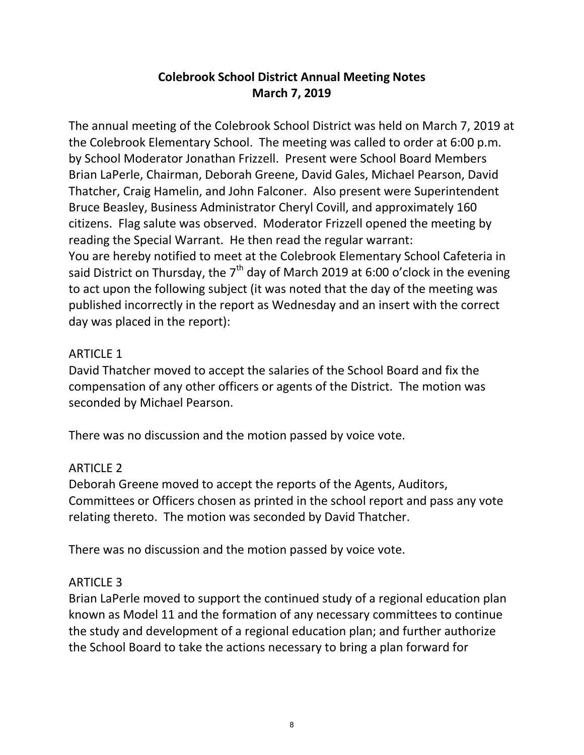# Colebrook School District Annual Meeting Notes
## March 7, 2019

The annual meeting of the Colebrook School District was held on March 7, 2019 at the Colebrook Elementary School. The meeting was called to order at 6:00 p.m. by School Moderator Jonathan Frizzell. Present were School Board Members Brian LaPerle, Chairman, Deborah Greene, David Gales, Michael Pearson, David Thatcher, Craig Hamelin, and John Falconer. Also present were Superintendent Bruce Beasley, Business Administrator Cheryl Covill, and approximately 160 citizens. Flag salute was observed. Moderator Frizzell opened the meeting by reading the Special Warrant. He then read the regular warrant:
You are hereby notified to meet at the Colebrook Elementary School Cafeteria in said District on Thursday, the 7th day of March 2019 at 6:00 o'clock in the evening to act upon the following subject (it was noted that the day of the meeting was published incorrectly in the report as Wednesday and an insert with the correct day was placed in the report):

ARTICLE 1
David Thatcher moved to accept the salaries of the School Board and fix the compensation of any other officers or agents of the District. The motion was seconded by Michael Pearson.

There was no discussion and the motion passed by voice vote.

ARTICLE 2
Deborah Greene moved to accept the reports of the Agents, Auditors, Committees or Officers chosen as printed in the school report and pass any vote relating thereto. The motion was seconded by David Thatcher.

There was no discussion and the motion passed by voice vote.

ARTICLE 3
Brian LaPerle moved to support the continued study of a regional education plan known as Model 11 and the formation of any necessary committees to continue the study and development of a regional education plan; and further authorize the School Board to take the actions necessary to bring a plan forward for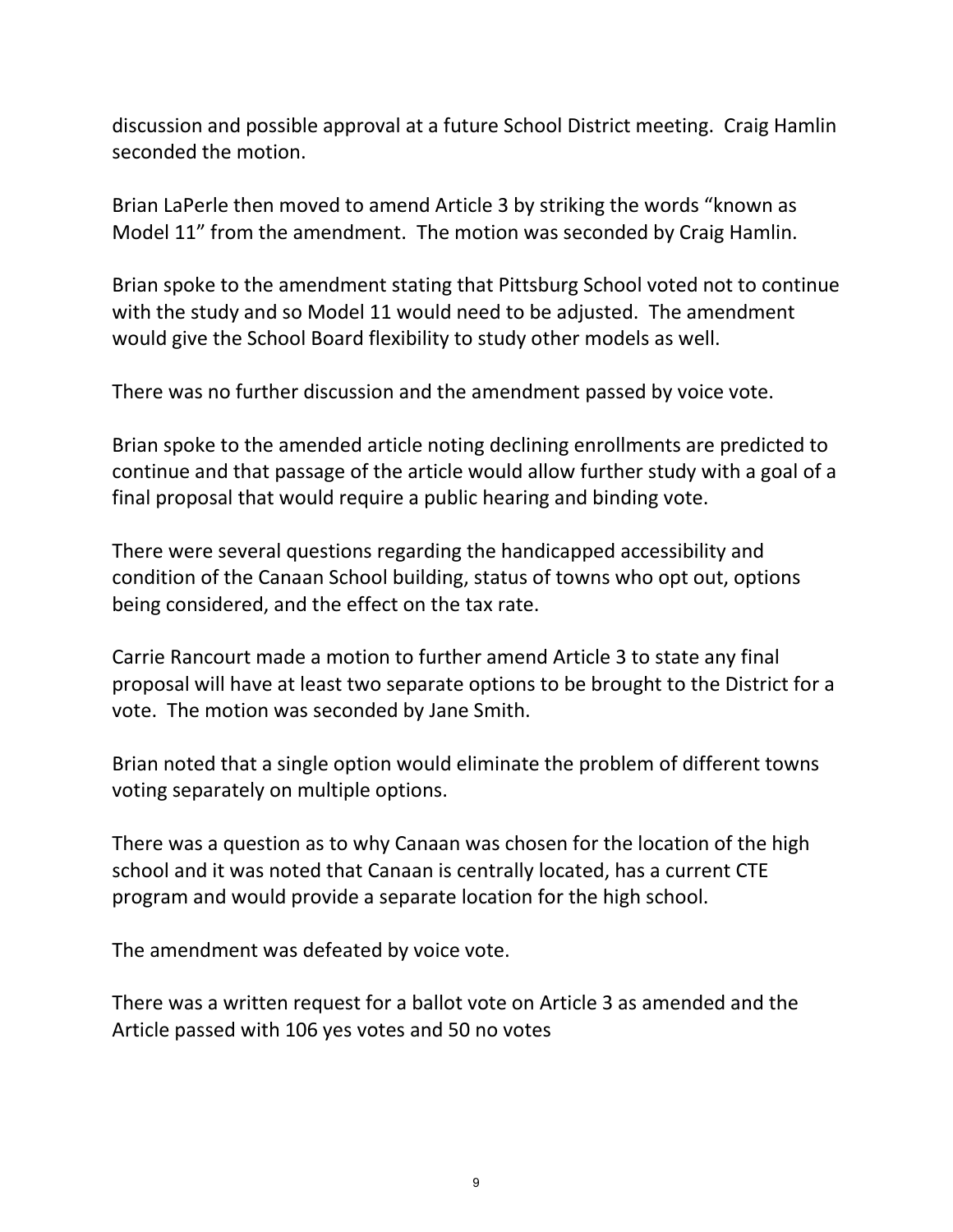discussion and possible approval at a future School District meeting. Craig Hamlin seconded the motion.

Brian LaPerle then moved to amend Article 3 by striking the words "known as Model 11" from the amendment. The motion was seconded by Craig Hamlin.

Brian spoke to the amendment stating that Pittsburg School voted not to continue with the study and so Model 11 would need to be adjusted. The amendment would give the School Board flexibility to study other models as well.

There was no further discussion and the amendment passed by voice vote.

Brian spoke to the amended article noting declining enrollments are predicted to continue and that passage of the article would allow further study with a goal of a final proposal that would require a public hearing and binding vote.

There were several questions regarding the handicapped accessibility and condition of the Canaan School building, status of towns who opt out, options being considered, and the effect on the tax rate.

Carrie Rancourt made a motion to further amend Article 3 to state any final proposal will have at least two separate options to be brought to the District for a vote. The motion was seconded by Jane Smith.

Brian noted that a single option would eliminate the problem of different towns voting separately on multiple options.

There was a question as to why Canaan was chosen for the location of the high school and it was noted that Canaan is centrally located, has a current CTE program and would provide a separate location for the high school.

The amendment was defeated by voice vote.

There was a written request for a ballot vote on Article 3 as amended and the Article passed with 106 yes votes and 50 no votes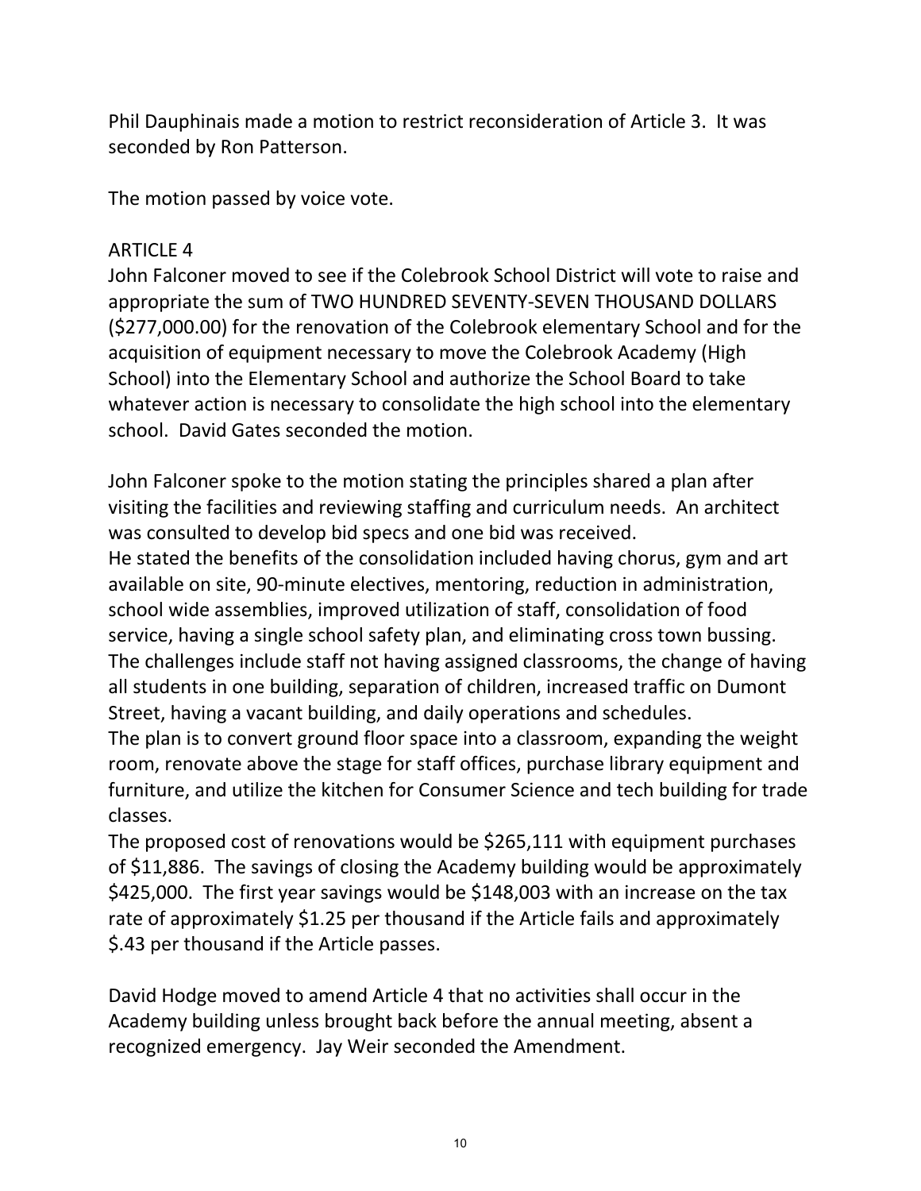Phil Dauphinais made a motion to restrict reconsideration of Article 3. It was seconded by Ron Patterson.

The motion passed by voice vote.

ARTICLE 4

John Falconer moved to see if the Colebrook School District will vote to raise and appropriate the sum of TWO HUNDRED SEVENTY-SEVEN THOUSAND DOLLARS ($277,000.00) for the renovation of the Colebrook elementary School and for the acquisition of equipment necessary to move the Colebrook Academy (High School) into the Elementary School and authorize the School Board to take whatever action is necessary to consolidate the high school into the elementary school. David Gates seconded the motion.

John Falconer spoke to the motion stating the principles shared a plan after visiting the facilities and reviewing staffing and curriculum needs. An architect was consulted to develop bid specs and one bid was received.

He stated the benefits of the consolidation included having chorus, gym and art available on site, 90-minute electives, mentoring, reduction in administration, school wide assemblies, improved utilization of staff, consolidation of food service, having a single school safety plan, and eliminating cross town bussing. The challenges include staff not having assigned classrooms, the change of having all students in one building, separation of children, increased traffic on Dumont Street, having a vacant building, and daily operations and schedules.

The plan is to convert ground floor space into a classroom, expanding the weight room, renovate above the stage for staff offices, purchase library equipment and furniture, and utilize the kitchen for Consumer Science and tech building for trade classes.

The proposed cost of renovations would be $265,111 with equipment purchases of $11,886. The savings of closing the Academy building would be approximately $425,000. The first year savings would be $148,003 with an increase on the tax rate of approximately $1.25 per thousand if the Article fails and approximately $.43 per thousand if the Article passes.

David Hodge moved to amend Article 4 that no activities shall occur in the Academy building unless brought back before the annual meeting, absent a recognized emergency. Jay Weir seconded the Amendment.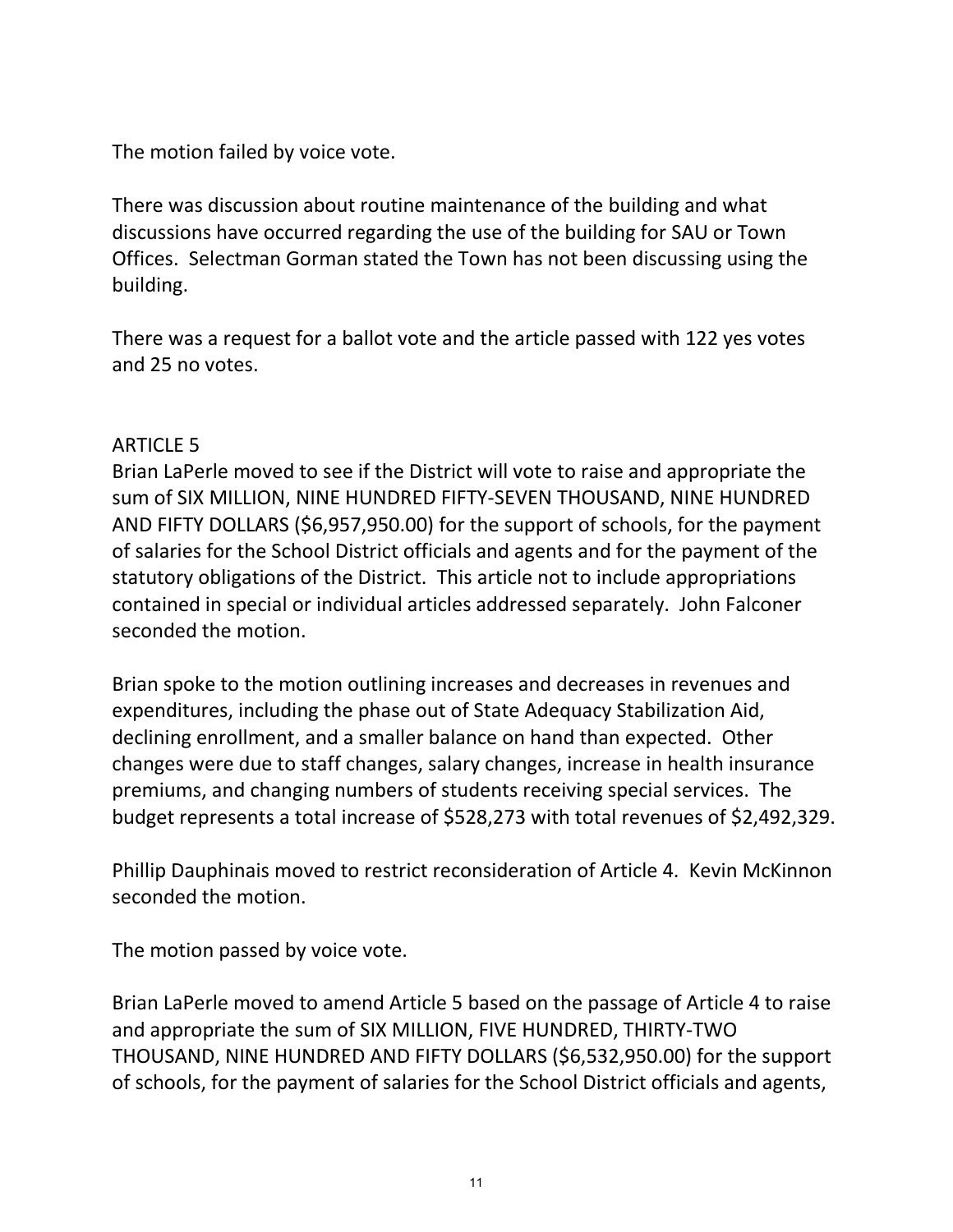The motion failed by voice vote.

There was discussion about routine maintenance of the building and what discussions have occurred regarding the use of the building for SAU or Town Offices. Selectman Gorman stated the Town has not been discussing using the building.

There was a request for a ballot vote and the article passed with 122 yes votes and 25 no votes.

ARTICLE 5

Brian LaPerle moved to see if the District will vote to raise and appropriate the sum of SIX MILLION, NINE HUNDRED FIFTY-SEVEN THOUSAND, NINE HUNDRED AND FIFTY DOLLARS ($6,957,950.00) for the support of schools, for the payment of salaries for the School District officials and agents and for the payment of the statutory obligations of the District. This article not to include appropriations contained in special or individual articles addressed separately. John Falconer seconded the motion.

Brian spoke to the motion outlining increases and decreases in revenues and expenditures, including the phase out of State Adequacy Stabilization Aid, declining enrollment, and a smaller balance on hand than expected. Other changes were due to staff changes, salary changes, increase in health insurance premiums, and changing numbers of students receiving special services. The budget represents a total increase of $528,273 with total revenues of $2,492,329.

Phillip Dauphinais moved to restrict reconsideration of Article 4. Kevin McKinnon seconded the motion.

The motion passed by voice vote.

Brian LaPerle moved to amend Article 5 based on the passage of Article 4 to raise and appropriate the sum of SIX MILLION, FIVE HUNDRED, THIRTY-TWO THOUSAND, NINE HUNDRED AND FIFTY DOLLARS ($6,532,950.00) for the support of schools, for the payment of salaries for the School District officials and agents,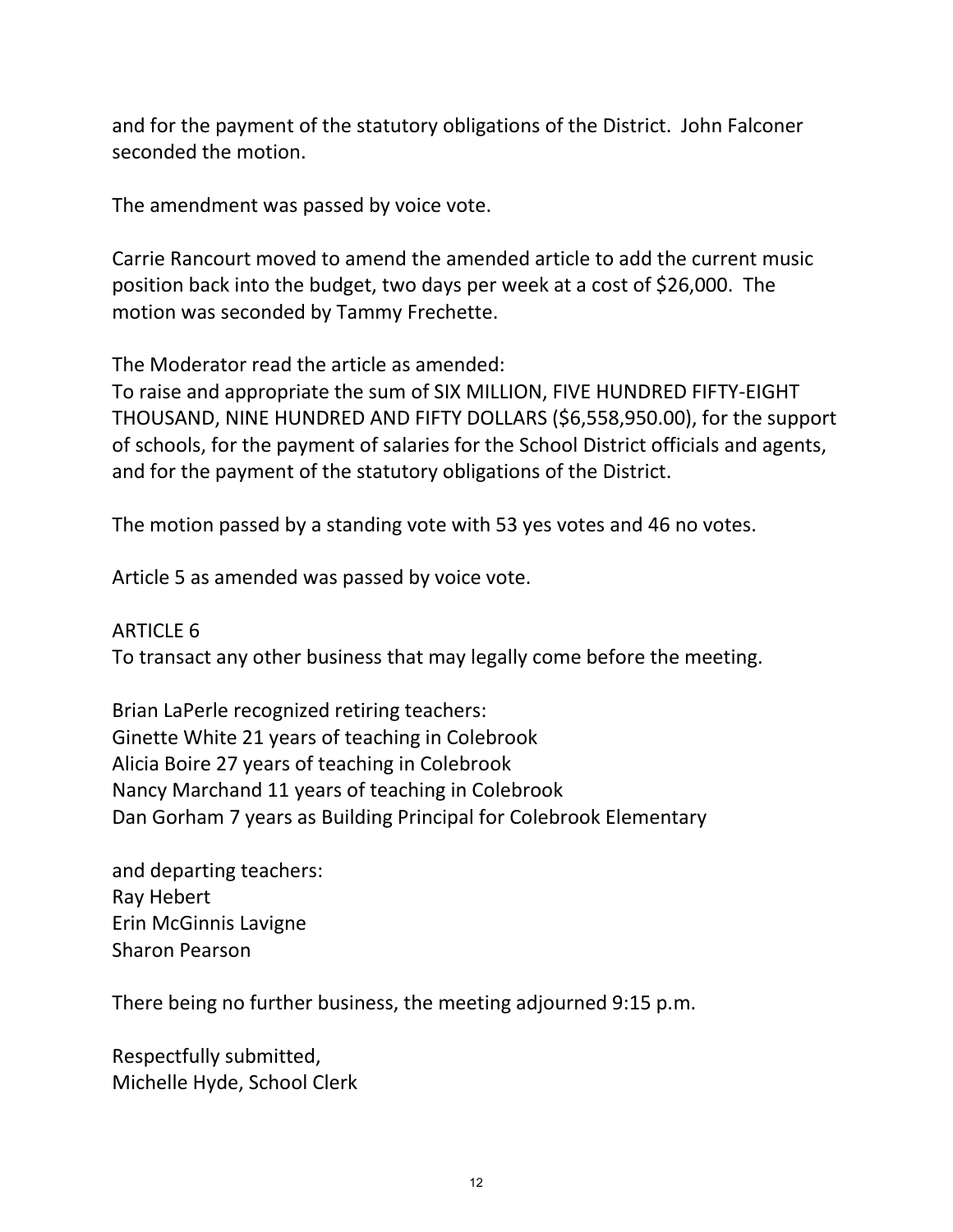and for the payment of the statutory obligations of the District. John Falconer seconded the motion.

The amendment was passed by voice vote.

Carrie Rancourt moved to amend the amended article to add the current music position back into the budget, two days per week at a cost of $26,000. The motion was seconded by Tammy Frechette.

The Moderator read the article as amended:
To raise and appropriate the sum of SIX MILLION, FIVE HUNDRED FIFTY-EIGHT THOUSAND, NINE HUNDRED AND FIFTY DOLLARS ($6,558,950.00), for the support of schools, for the payment of salaries for the School District officials and agents, and for the payment of the statutory obligations of the District.

The motion passed by a standing vote with 53 yes votes and 46 no votes.

Article 5 as amended was passed by voice vote.

ARTICLE 6
To transact any other business that may legally come before the meeting.

Brian LaPerle recognized retiring teachers:
Ginette White 21 years of teaching in Colebrook
Alicia Boire 27 years of teaching in Colebrook
Nancy Marchand 11 years of teaching in Colebrook
Dan Gorham 7 years as Building Principal for Colebrook Elementary

and departing teachers:
Ray Hebert
Erin McGinnis Lavigne
Sharon Pearson

There being no further business, the meeting adjourned 9:15 p.m.

Respectfully submitted,
Michelle Hyde, School Clerk